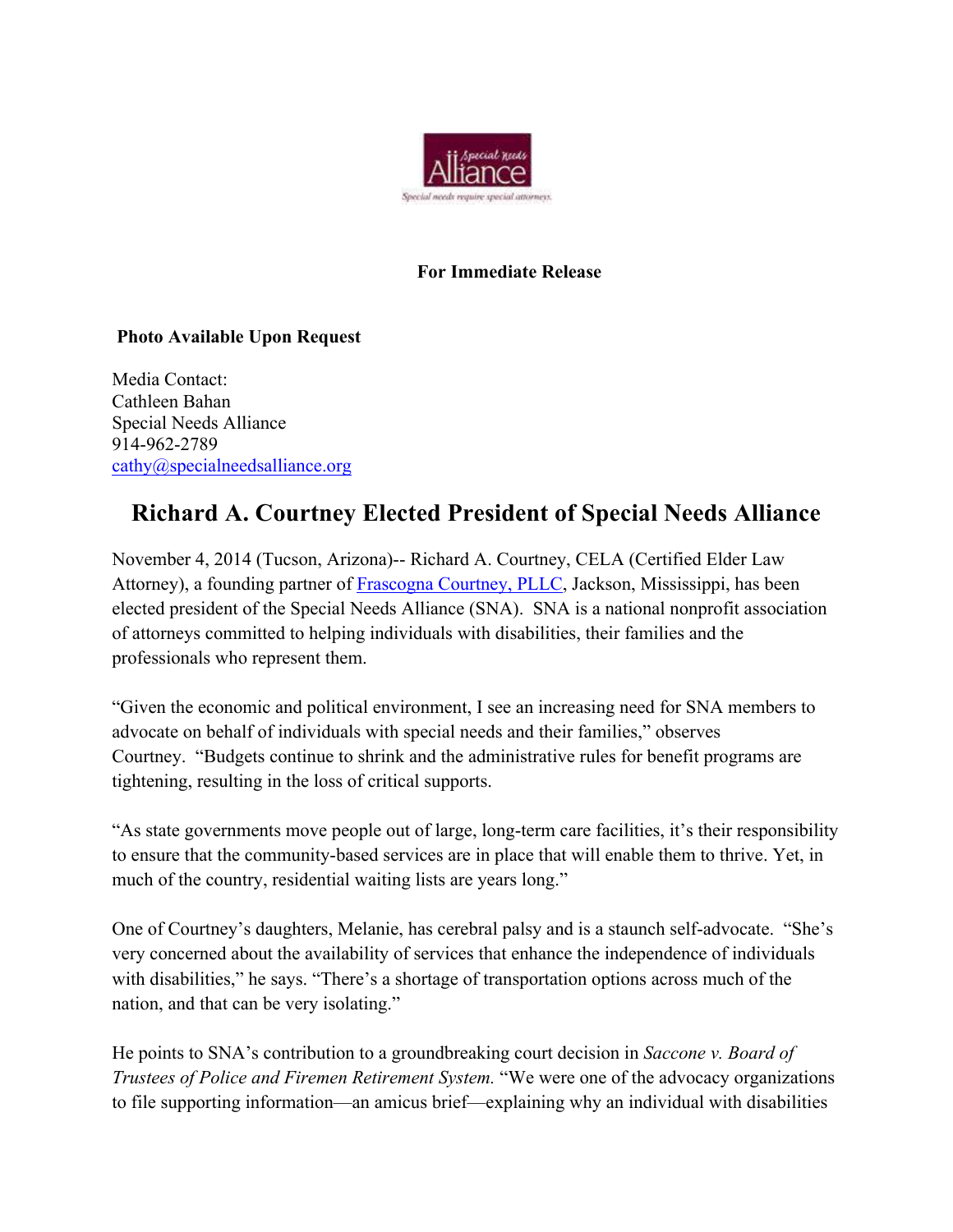**For Immediate Release**

**Photo Available Upon Request**

Media Contact:
Cathleen Bahan
Special Needs Alliance
914-962-2789
[cathy@specialneedsalliance.org](mailto:cathy@specialneedsalliance.org)

# Richard A. Courtney Elected President of Special Needs Alliance

November 4, 2014 (Tucson, Arizona)-- Richard A. Courtney, CELA (Certified Elder Law Attorney), a founding partner of [Frascogna Courtney, PLLC](), Jackson, Mississippi, has been elected president of the Special Needs Alliance (SNA). SNA is a national nonprofit association of attorneys committed to helping individuals with disabilities, their families and the professionals who represent them.

"Given the economic and political environment, I see an increasing need for SNA members to advocate on behalf of individuals with special needs and their families," observes Courtney. "Budgets continue to shrink and the administrative rules for benefit programs are tightening, resulting in the loss of critical supports.

"As state governments move people out of large, long-term care facilities, it's their responsibility to ensure that the community-based services are in place that will enable them to thrive. Yet, in much of the country, residential waiting lists are years long."

One of Courtney's daughters, Melanie, has cerebral palsy and is a staunch self-advocate. "She's very concerned about the availability of services that enhance the independence of individuals with disabilities," he says. "There's a shortage of transportation options across much of the nation, and that can be very isolating."

He points to SNA's contribution to a groundbreaking court decision in *Saccone v. Board of Trustees of Police and Firemen Retirement System.* "We were one of the advocacy organizations to file supporting information—an amicus brief—explaining why an individual with disabilities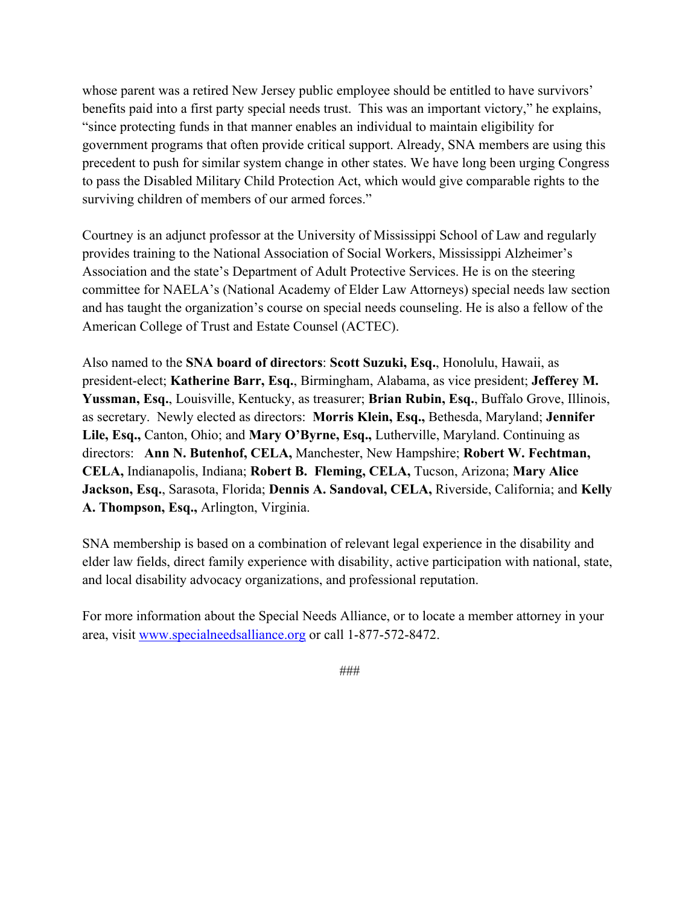whose parent was a retired New Jersey public employee should be entitled to have survivors' benefits paid into a first party special needs trust. This was an important victory," he explains, "since protecting funds in that manner enables an individual to maintain eligibility for government programs that often provide critical support. Already, SNA members are using this precedent to push for similar system change in other states. We have long been urging Congress to pass the Disabled Military Child Protection Act, which would give comparable rights to the surviving children of members of our armed forces."

Courtney is an adjunct professor at the University of Mississippi School of Law and regularly provides training to the National Association of Social Workers, Mississippi Alzheimer's Association and the state's Department of Adult Protective Services. He is on the steering committee for NAELA's (National Academy of Elder Law Attorneys) special needs law section and has taught the organization's course on special needs counseling. He is also a fellow of the American College of Trust and Estate Counsel (ACTEC).

Also named to the **SNA board of directors**: **Scott Suzuki, Esq.**, Honolulu, Hawaii, as president-elect; **Katherine Barr, Esq.**, Birmingham, Alabama, as vice president; **Jefferey M. Yussman, Esq.**, Louisville, Kentucky, as treasurer; **Brian Rubin, Esq.**, Buffalo Grove, Illinois, as secretary. Newly elected as directors: **Morris Klein, Esq.,** Bethesda, Maryland; **Jennifer Lile, Esq.,** Canton, Ohio; and **Mary O'Byrne, Esq.,** Lutherville, Maryland. Continuing as directors: **Ann N. Butenhof, CELA,** Manchester, New Hampshire; **Robert W. Fechtman, CELA,** Indianapolis, Indiana; **Robert B. Fleming, CELA,** Tucson, Arizona; **Mary Alice Jackson, Esq.**, Sarasota, Florida; **Dennis A. Sandoval, CELA,** Riverside, California; and **Kelly A. Thompson, Esq.,** Arlington, Virginia.

SNA membership is based on a combination of relevant legal experience in the disability and elder law fields, direct family experience with disability, active participation with national, state, and local disability advocacy organizations, and professional reputation.

For more information about the Special Needs Alliance, or to locate a member attorney in your area, visit www.specialneedsalliance.org or call 1-877-572-8472.

###